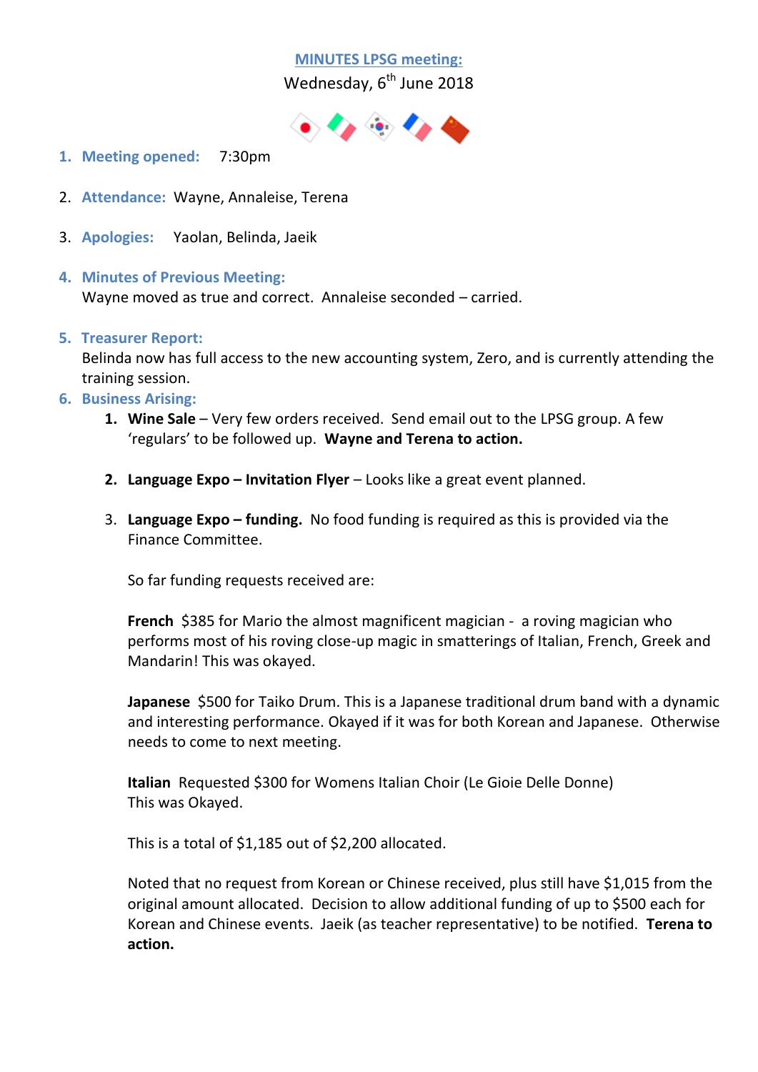# MINUTES LPSG meeting:

Wednesday, 6th June 2018

1. **Meeting opened:** 7:30pm

2. **Attendance:** Wayne, Annaleise, Terena

3. **Apologies:** Yaolan, Belinda, Jaeik

4. **Minutes of Previous Meeting:**
   Wayne moved as true and correct. Annaleise seconded – carried.

5. **Treasurer Report:**
   Belinda now has full access to the new accounting system, Zero, and is currently attending the training session.

6. **Business Arising:**
   1. **Wine Sale** – Very few orders received. Send email out to the LPSG group. A few 'regulars' to be followed up. **Wayne and Terena to action.**

   2. **Language Expo – Invitation Flyer** – Looks like a great event planned.

   3. **Language Expo – funding.** No food funding is required as this is provided via the Finance Committee.

      So far funding requests received are:

      **French** $385 for Mario the almost magnificent magician - a roving magician who performs most of his roving close-up magic in smatterings of Italian, French, Greek and Mandarin! This was okayed.

      **Japanese** $500 for Taiko Drum. This is a Japanese traditional drum band with a dynamic and interesting performance. Okayed if it was for both Korean and Japanese. Otherwise needs to come to next meeting.

      **Italian** Requested $300 for Womens Italian Choir (Le Gioie Delle Donne)
      This was Okayed.

      This is a total of $1,185 out of $2,200 allocated.

      Noted that no request from Korean or Chinese received, plus still have $1,015 from the original amount allocated. Decision to allow additional funding of up to $500 each for Korean and Chinese events. Jaeik (as teacher representative) to be notified. **Terena to action.**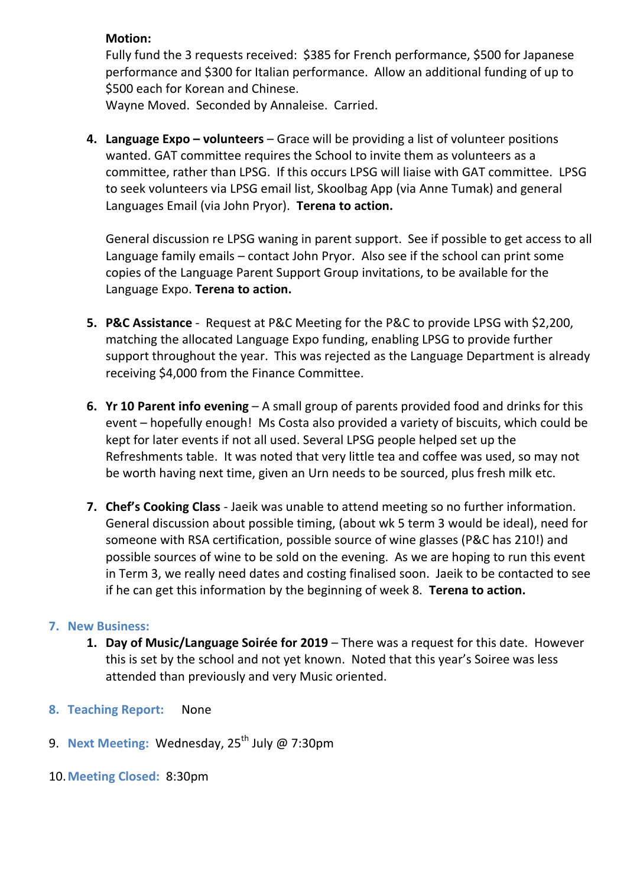**Motion:**
Fully fund the 3 requests received: $385 for French performance, $500 for Japanese performance and $300 for Italian performance. Allow an additional funding of up to $500 each for Korean and Chinese.
Wayne Moved. Seconded by Annaleise. Carried.

4. **Language Expo – volunteers** – Grace will be providing a list of volunteer positions wanted. GAT committee requires the School to invite them as volunteers as a committee, rather than LPSG. If this occurs LPSG will liaise with GAT committee. LPSG to seek volunteers via LPSG email list, Skoolbag App (via Anne Tumak) and general Languages Email (via John Pryor). **Terena to action.**

   General discussion re LPSG waning in parent support. See if possible to get access to all Language family emails – contact John Pryor. Also see if the school can print some copies of the Language Parent Support Group invitations, to be available for the Language Expo. **Terena to action.**

5. **P&C Assistance** - Request at P&C Meeting for the P&C to provide LPSG with $2,200, matching the allocated Language Expo funding, enabling LPSG to provide further support throughout the year. This was rejected as the Language Department is already receiving $4,000 from the Finance Committee.

6. **Yr 10 Parent info evening** – A small group of parents provided food and drinks for this event – hopefully enough! Ms Costa also provided a variety of biscuits, which could be kept for later events if not all used. Several LPSG people helped set up the Refreshments table. It was noted that very little tea and coffee was used, so may not be worth having next time, given an Urn needs to be sourced, plus fresh milk etc.

7. **Chef's Cooking Class** - Jaeik was unable to attend meeting so no further information. General discussion about possible timing, (about wk 5 term 3 would be ideal), need for someone with RSA certification, possible source of wine glasses (P&C has 210!) and possible sources of wine to be sold on the evening. As we are hoping to run this event in Term 3, we really need dates and costing finalised soon. Jaeik to be contacted to see if he can get this information by the beginning of week 8. **Terena to action.**

## 7. New Business:

1. **Day of Music/Language Soirée for 2019** – There was a request for this date. However this is set by the school and not yet known. Noted that this year's Soiree was less attended than previously and very Music oriented.

## 8. Teaching Report: None

## 9. Next Meeting: Wednesday, 25th July @ 7:30pm

## 10. Meeting Closed: 8:30pm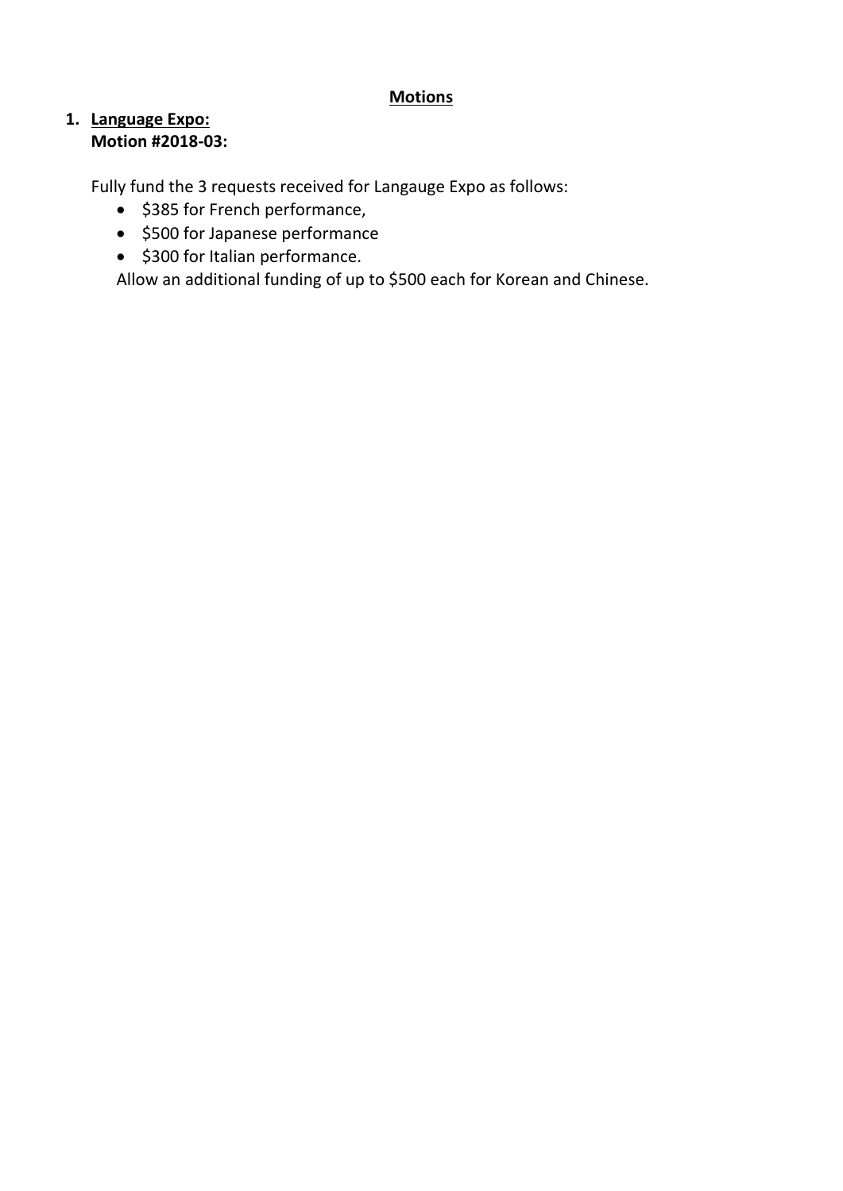## **Motions**

1. **Language Expo:**
   **Motion #2018-03:**

   Fully fund the 3 requests received for Langauge Expo as follows:

   - \$385 for French performance,
   - \$500 for Japanese performance
   - \$300 for Italian performance.

   Allow an additional funding of up to \$500 each for Korean and Chinese.